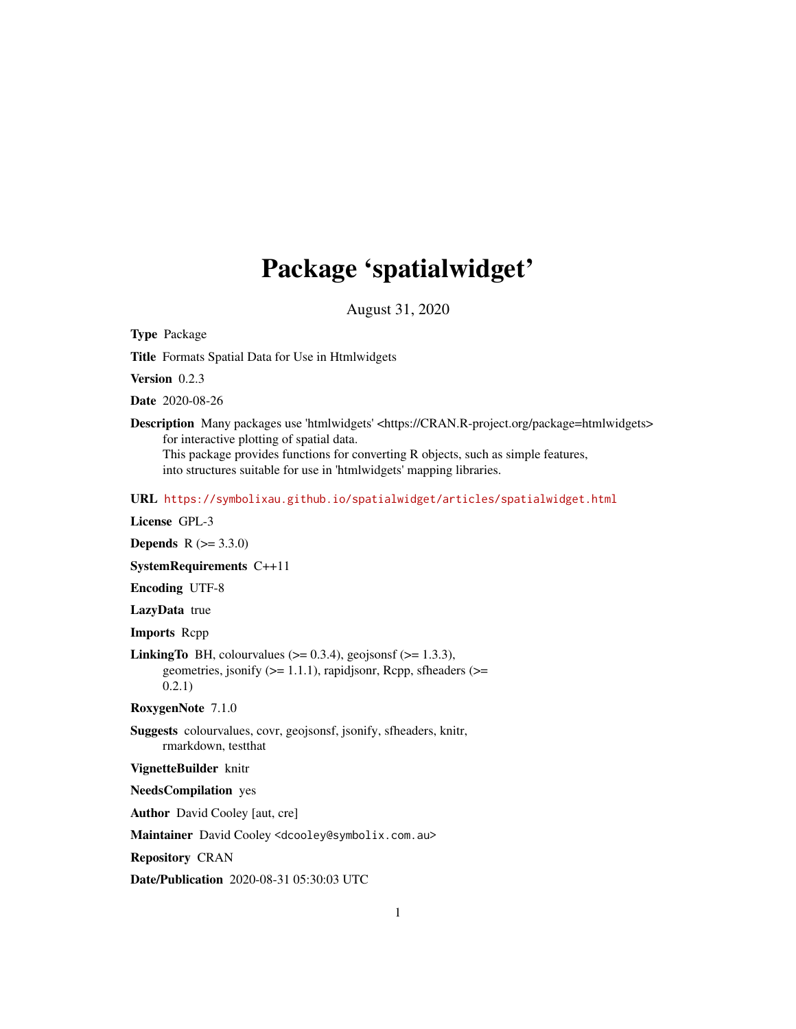# Package 'spatialwidget'

August 31, 2020

**Type** Package

**Title** Formats Spatial Data for Use in Htmlwidgets

**Version** 0.2.3

**Date** 2020-08-26

**Description** Many packages use 'htmlwidgets' <https://CRAN.R-project.org/package=htmlwidgets> for interactive plotting of spatial data.
This package provides functions for converting R objects, such as simple features, into structures suitable for use in 'htmlwidgets' mapping libraries.

**URL** https://symbolixau.github.io/spatialwidget/articles/spatialwidget.html

**License** GPL-3

**Depends** R (>= 3.3.0)

**SystemRequirements** C++11

**Encoding** UTF-8

**LazyData** true

**Imports** Rcpp

**LinkingTo** BH, colourvalues (>= 0.3.4), geojsonsf (>= 1.3.3), geometries, jsonify (>= 1.1.1), rapidjsonr, Rcpp, sfheaders (>= 0.2.1)

**RoxygenNote** 7.1.0

**Suggests** colourvalues, covr, geojsonsf, jsonify, sfheaders, knitr, rmarkdown, testthat

**VignetteBuilder** knitr

**NeedsCompilation** yes

**Author** David Cooley [aut, cre]

**Maintainer** David Cooley <dcooley@symbolix.com.au>

**Repository** CRAN

**Date/Publication** 2020-08-31 05:30:03 UTC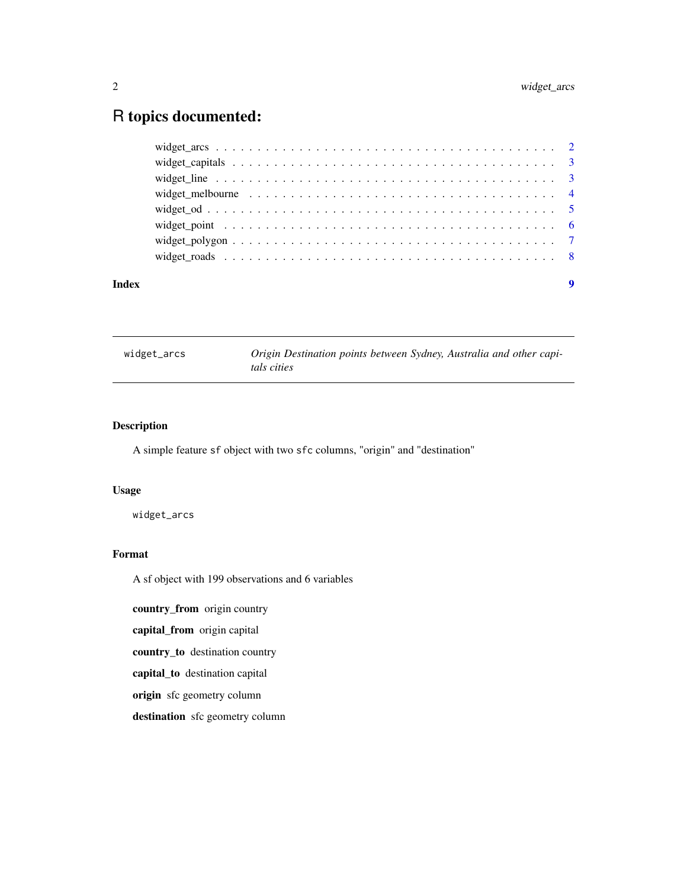# R topics documented:

widget_arcs . . . . . . . . . . . . . . . . . . . . . . . . . . . . . . . . . . . . . . . . . 2
widget_capitals . . . . . . . . . . . . . . . . . . . . . . . . . . . . . . . . . . . . . . . 3
widget_line . . . . . . . . . . . . . . . . . . . . . . . . . . . . . . . . . . . . . . . . . 3
widget_melbourne . . . . . . . . . . . . . . . . . . . . . . . . . . . . . . . . . . . . . . 4
widget_od . . . . . . . . . . . . . . . . . . . . . . . . . . . . . . . . . . . . . . . . . . 5
widget_point . . . . . . . . . . . . . . . . . . . . . . . . . . . . . . . . . . . . . . . . 6
widget_polygon . . . . . . . . . . . . . . . . . . . . . . . . . . . . . . . . . . . . . . . 7
widget_roads . . . . . . . . . . . . . . . . . . . . . . . . . . . . . . . . . . . . . . . . 8

**Index** **9**

---

`widget_arcs` *Origin Destination points between Sydney, Australia and other capitals cities*

---

## Description

A simple feature `sf` object with two `sfc` columns, "origin" and "destination"

## Usage

```
widget_arcs
```

## Format

A sf object with 199 observations and 6 variables

**country_from** origin country

**capital_from** origin capital

**country_to** destination country

**capital_to** destination capital

**origin** sfc geometry column

**destination** sfc geometry column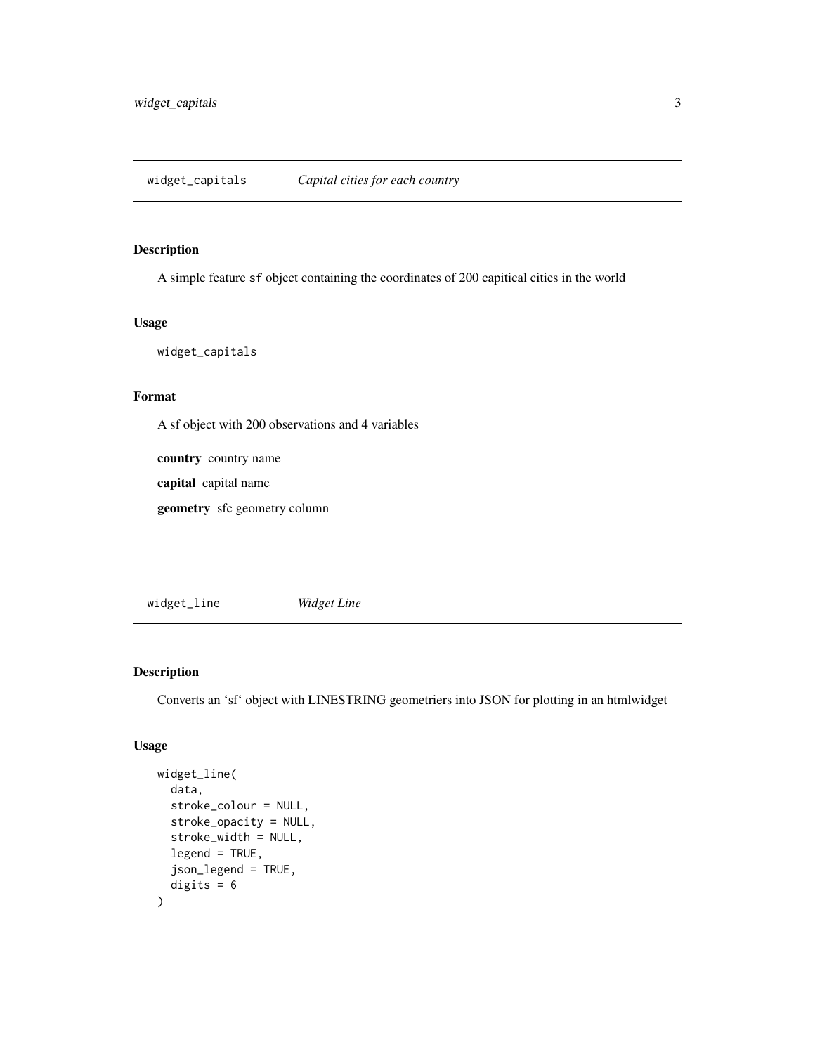## widget_capitals *Capital cities for each country*

### Description

A simple feature `sf` object containing the coordinates of 200 capitical cities in the world

### Usage

```
widget_capitals
```

### Format

A sf object with 200 observations and 4 variables

**country** country name

**capital** capital name

**geometry** sfc geometry column

## widget_line *Widget Line*

### Description

Converts an 'sf' object with LINESTRING geometriers into JSON for plotting in an htmlwidget

### Usage

```
widget_line(
  data,
  stroke_colour = NULL,
  stroke_opacity = NULL,
  stroke_width = NULL,
  legend = TRUE,
  json_legend = TRUE,
  digits = 6
)
```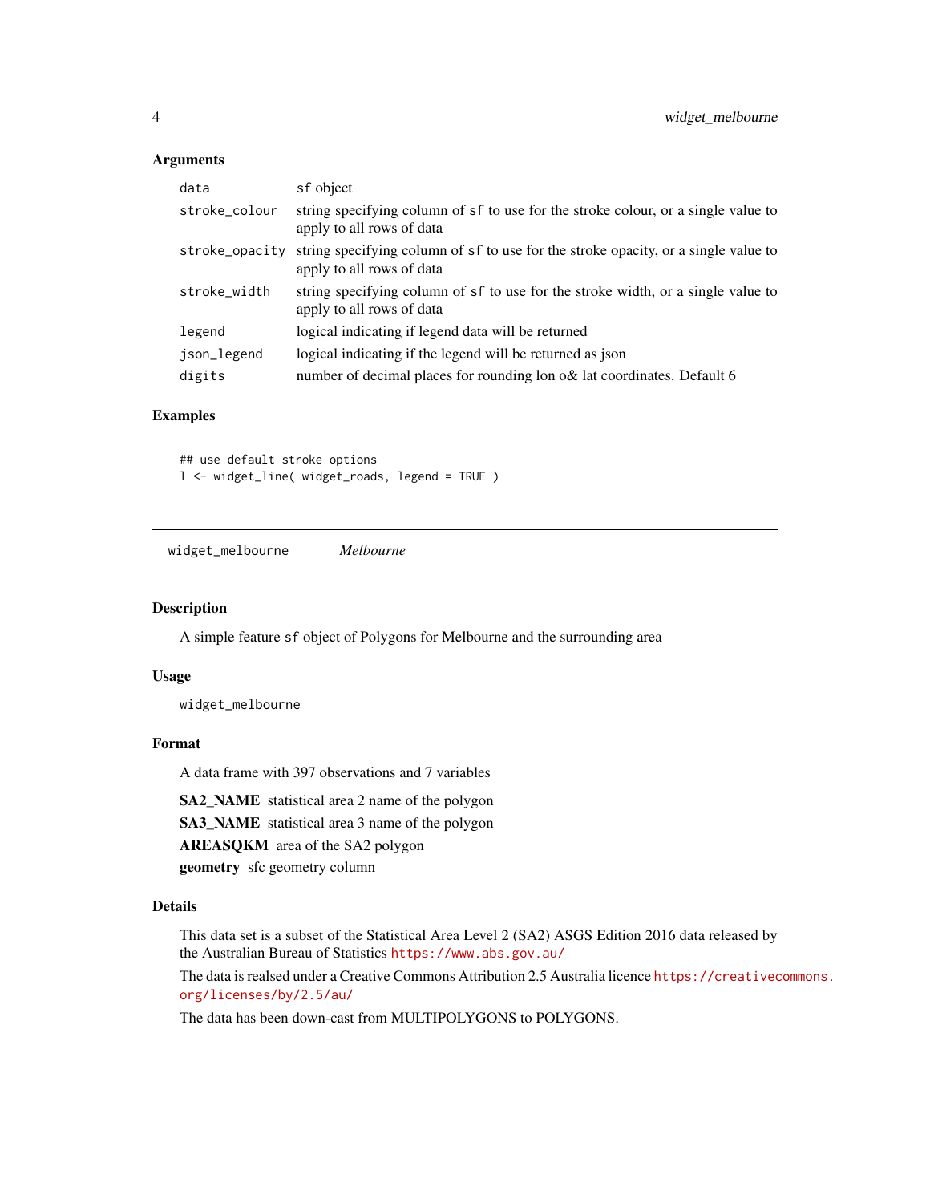### Arguments

| | |
|---|---|
| data | `sf` object |
| stroke_colour | string specifying column of `sf` to use for the stroke colour, or a single value to apply to all rows of data |
| stroke_opacity | string specifying column of `sf` to use for the stroke opacity, or a single value to apply to all rows of data |
| stroke_width | string specifying column of `sf` to use for the stroke width, or a single value to apply to all rows of data |
| legend | logical indicating if legend data will be returned |
| json_legend | logical indicating if the legend will be returned as json |
| digits | number of decimal places for rounding lon o& lat coordinates. Default 6 |

### Examples

```
## use default stroke options
l <- widget_line( widget_roads, legend = TRUE )
```

---

## widget_melbourne    *Melbourne*

---

### Description

A simple feature `sf` object of Polygons for Melbourne and the surrounding area

### Usage

```
widget_melbourne
```

### Format

A data frame with 397 observations and 7 variables

**SA2_NAME** statistical area 2 name of the polygon

**SA3_NAME** statistical area 3 name of the polygon

**AREASQKM** area of the SA2 polygon

**geometry** sfc geometry column

### Details

This data set is a subset of the Statistical Area Level 2 (SA2) ASGS Edition 2016 data released by the Australian Bureau of Statistics https://www.abs.gov.au/

The data is realsed under a Creative Commons Attribution 2.5 Australia licence https://creativecommons.org/licenses/by/2.5/au/

The data has been down-cast from MULTIPOLYGONS to POLYGONS.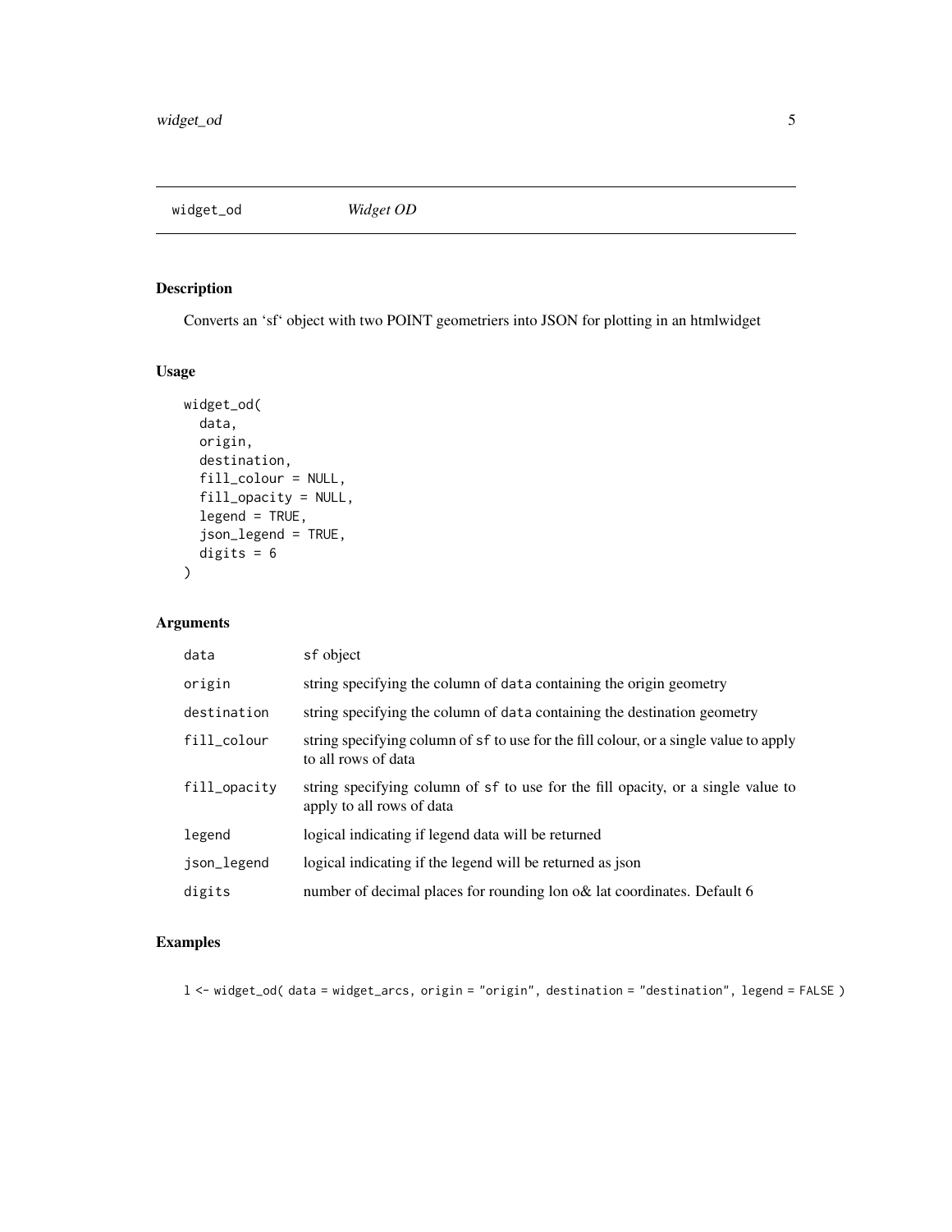## widget_od *Widget OD*

### Description

Converts an 'sf' object with two POINT geometriers into JSON for plotting in an htmlwidget

### Usage

```
widget_od(
  data,
  origin,
  destination,
  fill_colour = NULL,
  fill_opacity = NULL,
  legend = TRUE,
  json_legend = TRUE,
  digits = 6
)
```

### Arguments

| | |
|---|---|
| data | sf object |
| origin | string specifying the column of data containing the origin geometry |
| destination | string specifying the column of data containing the destination geometry |
| fill_colour | string specifying column of sf to use for the fill colour, or a single value to apply to all rows of data |
| fill_opacity | string specifying column of sf to use for the fill opacity, or a single value to apply to all rows of data |
| legend | logical indicating if legend data will be returned |
| json_legend | logical indicating if the legend will be returned as json |
| digits | number of decimal places for rounding lon o& lat coordinates. Default 6 |

### Examples

```
l <- widget_od( data = widget_arcs, origin = "origin", destination = "destination", legend = FALSE )
```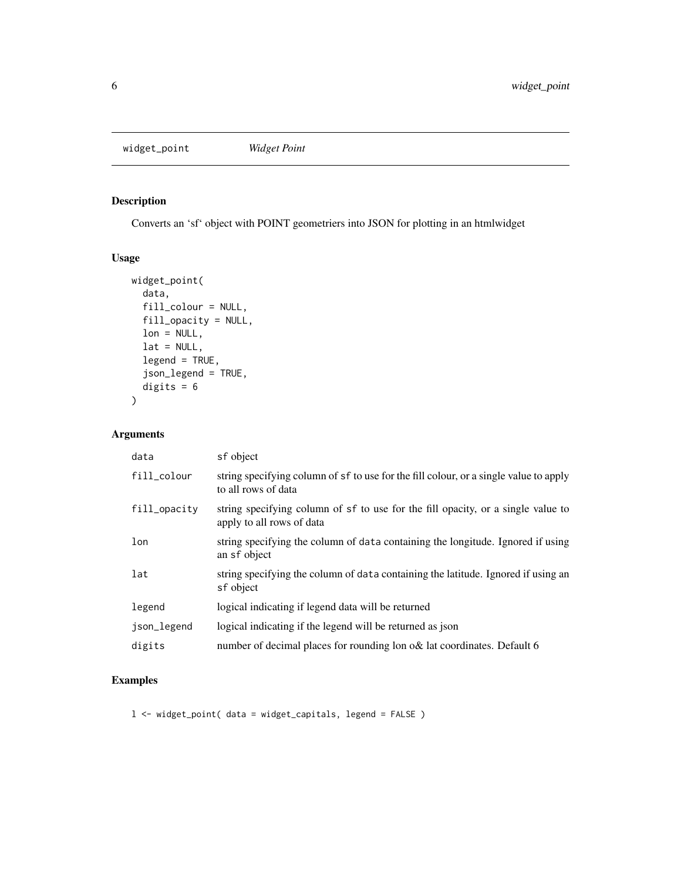## widget_point *Widget Point*

### Description

Converts an 'sf' object with POINT geometriers into JSON for plotting in an htmlwidget

### Usage

```
widget_point(
  data,
  fill_colour = NULL,
  fill_opacity = NULL,
  lon = NULL,
  lat = NULL,
  legend = TRUE,
  json_legend = TRUE,
  digits = 6
)
```

### Arguments

| | |
|---|---|
| data | sf object |
| fill_colour | string specifying column of sf to use for the fill colour, or a single value to apply to all rows of data |
| fill_opacity | string specifying column of sf to use for the fill opacity, or a single value to apply to all rows of data |
| lon | string specifying the column of data containing the longitude. Ignored if using an sf object |
| lat | string specifying the column of data containing the latitude. Ignored if using an sf object |
| legend | logical indicating if legend data will be returned |
| json_legend | logical indicating if the legend will be returned as json |
| digits | number of decimal places for rounding lon o& lat coordinates. Default 6 |

### Examples

```
l <- widget_point( data = widget_capitals, legend = FALSE )
```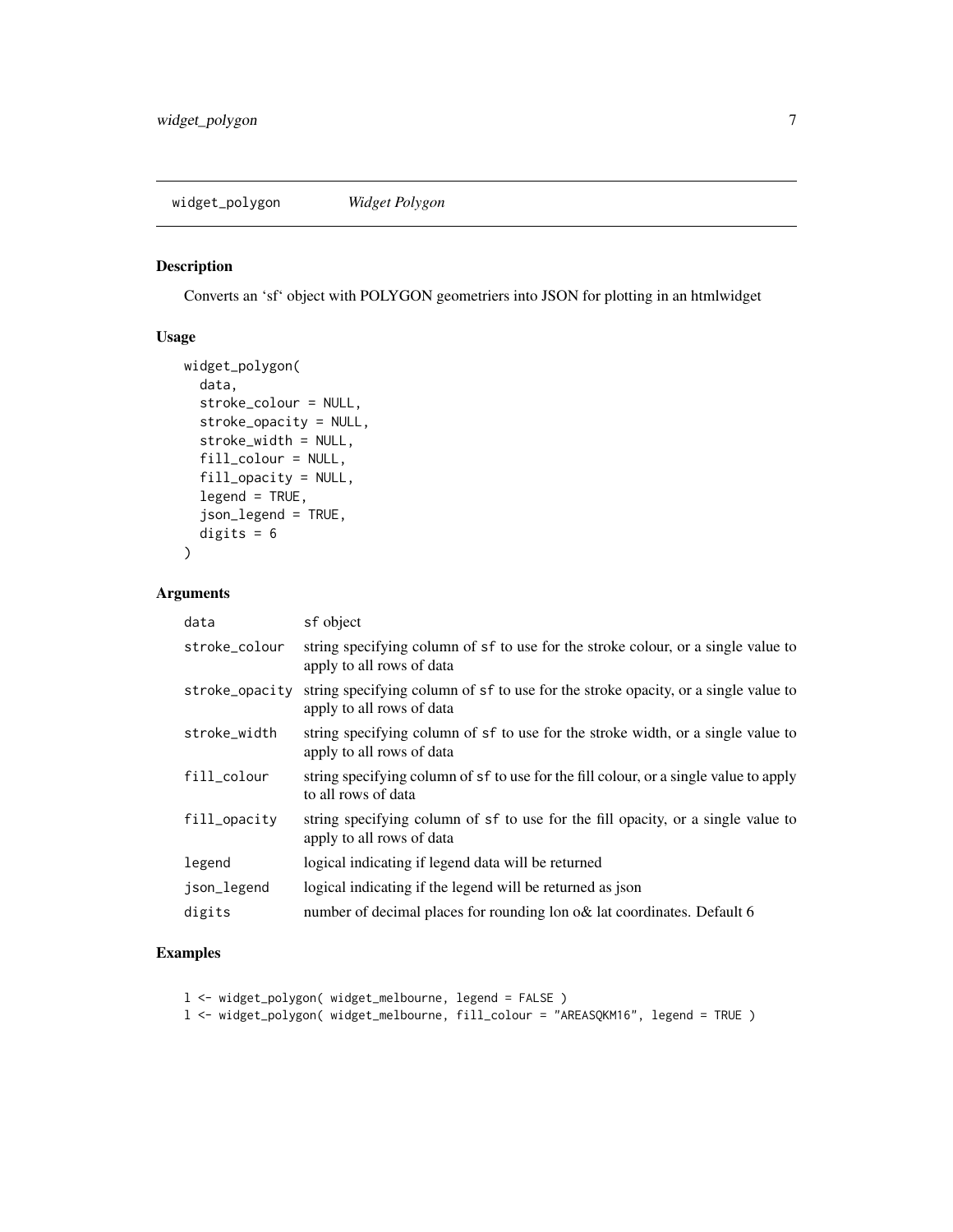# widget_polygon *Widget Polygon*

## Description

Converts an 'sf' object with POLYGON geometriers into JSON for plotting in an htmlwidget

## Usage

```
widget_polygon(
  data,
  stroke_colour = NULL,
  stroke_opacity = NULL,
  stroke_width = NULL,
  fill_colour = NULL,
  fill_opacity = NULL,
  legend = TRUE,
  json_legend = TRUE,
  digits = 6
)
```

## Arguments

| | |
|---|---|
| `data` | `sf` object |
| `stroke_colour` | string specifying column of `sf` to use for the stroke colour, or a single value to apply to all rows of data |
| `stroke_opacity` | string specifying column of `sf` to use for the stroke opacity, or a single value to apply to all rows of data |
| `stroke_width` | string specifying column of `sf` to use for the stroke width, or a single value to apply to all rows of data |
| `fill_colour` | string specifying column of `sf` to use for the fill colour, or a single value to apply to all rows of data |
| `fill_opacity` | string specifying column of `sf` to use for the fill opacity, or a single value to apply to all rows of data |
| `legend` | logical indicating if legend data will be returned |
| `json_legend` | logical indicating if the legend will be returned as json |
| `digits` | number of decimal places for rounding lon o& lat coordinates. Default 6 |

## Examples

```
l <- widget_polygon( widget_melbourne, legend = FALSE )
l <- widget_polygon( widget_melbourne, fill_colour = "AREASQKM16", legend = TRUE )
```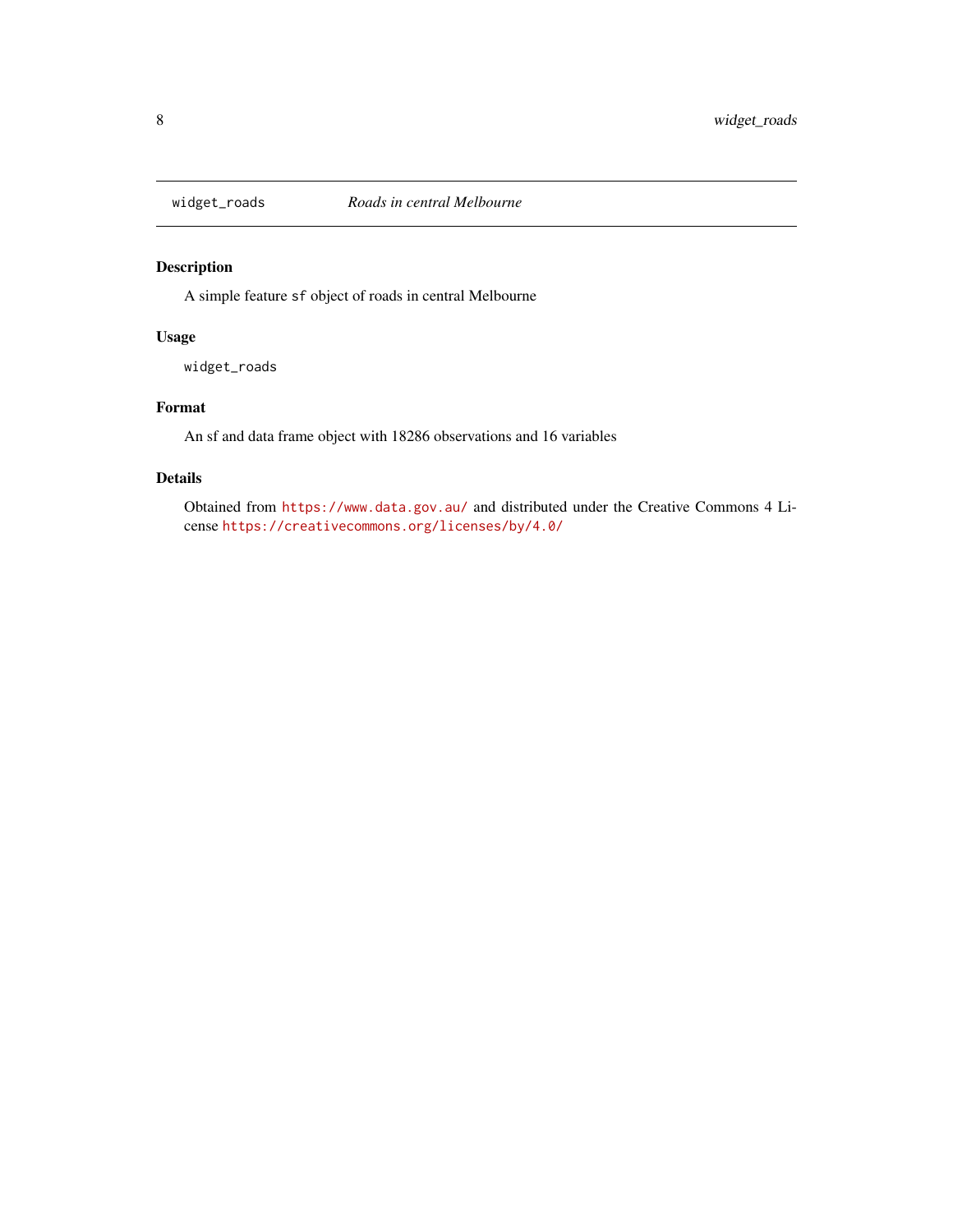`widget_roads` *Roads in central Melbourne*

## Description

A simple feature `sf` object of roads in central Melbourne

## Usage

```
widget_roads
```

## Format

An sf and data frame object with 18286 observations and 16 variables

## Details

Obtained from https://www.data.gov.au/ and distributed under the Creative Commons 4 License https://creativecommons.org/licenses/by/4.0/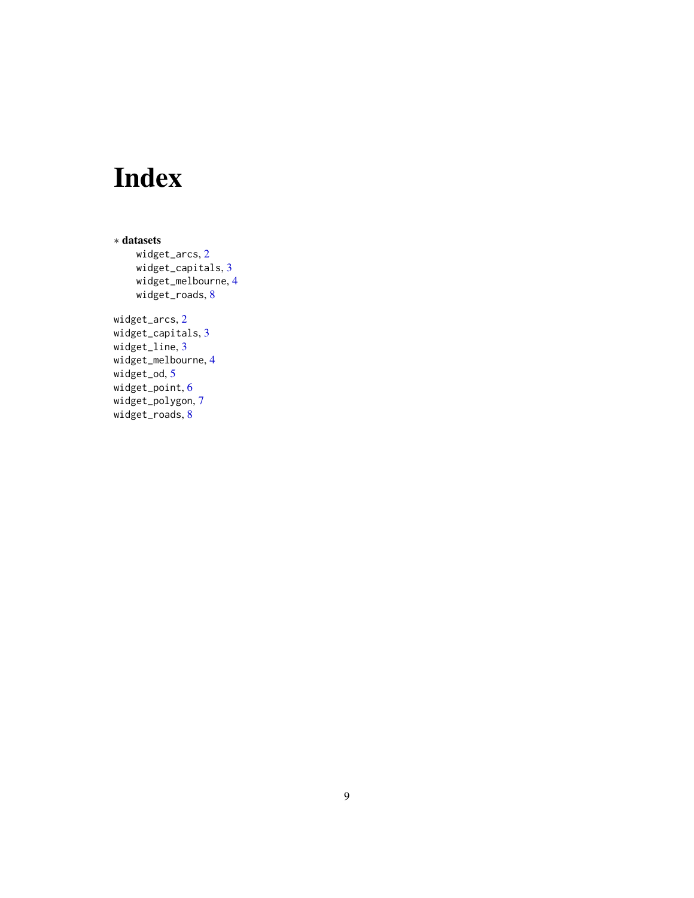# Index

∗ **datasets**

- widget_arcs, 2
- widget_capitals, 3
- widget_melbourne, 4
- widget_roads, 8

widget_arcs, 2
widget_capitals, 3
widget_line, 3
widget_melbourne, 4
widget_od, 5
widget_point, 6
widget_polygon, 7
widget_roads, 8